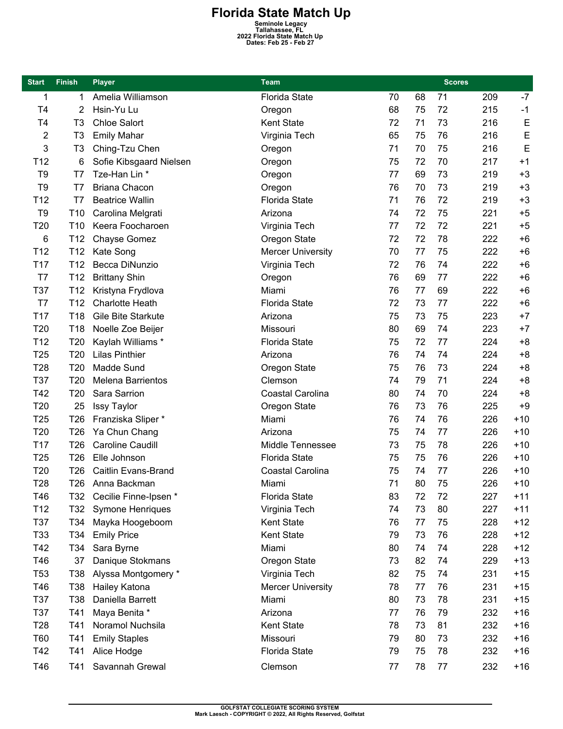# Florida State Match Up

**Seminole Legacy**
**Tallahassee, FL**
**2022 Florida State Match Up**
**Dates: Feb 25 - Feb 27**

| Start | Finish | Player | Team | Scores | | | | |
|---|---|---|---|---|---|---|---|---|
| 1 | 1 | Amelia Williamson | Florida State | 70 | 68 | 71 | 209 | -7 |
| T4 | 2 | Hsin-Yu Lu | Oregon | 68 | 75 | 72 | 215 | -1 |
| T4 | T3 | Chloe Salort | Kent State | 72 | 71 | 73 | 216 | E |
| 2 | T3 | Emily Mahar | Virginia Tech | 65 | 75 | 76 | 216 | E |
| 3 | T3 | Ching-Tzu Chen | Oregon | 71 | 70 | 75 | 216 | E |
| T12 | 6 | Sofie Kibsgaard Nielsen | Oregon | 75 | 72 | 70 | 217 | +1 |
| T9 | T7 | Tze-Han Lin * | Oregon | 77 | 69 | 73 | 219 | +3 |
| T9 | T7 | Briana Chacon | Oregon | 76 | 70 | 73 | 219 | +3 |
| T12 | T7 | Beatrice Wallin | Florida State | 71 | 76 | 72 | 219 | +3 |
| T9 | T10 | Carolina Melgrati | Arizona | 74 | 72 | 75 | 221 | +5 |
| T20 | T10 | Keera Foocharoen | Virginia Tech | 77 | 72 | 72 | 221 | +5 |
| 6 | T12 | Chayse Gomez | Oregon State | 72 | 72 | 78 | 222 | +6 |
| T12 | T12 | Kate Song | Mercer University | 70 | 77 | 75 | 222 | +6 |
| T17 | T12 | Becca DiNunzio | Virginia Tech | 72 | 76 | 74 | 222 | +6 |
| T7 | T12 | Brittany Shin | Oregon | 76 | 69 | 77 | 222 | +6 |
| T37 | T12 | Kristyna Frydlova | Miami | 76 | 77 | 69 | 222 | +6 |
| T7 | T12 | Charlotte Heath | Florida State | 72 | 73 | 77 | 222 | +6 |
| T17 | T18 | Gile Bite Starkute | Arizona | 75 | 73 | 75 | 223 | +7 |
| T20 | T18 | Noelle Zoe Beijer | Missouri | 80 | 69 | 74 | 223 | +7 |
| T12 | T20 | Kaylah Williams * | Florida State | 75 | 72 | 77 | 224 | +8 |
| T25 | T20 | Lilas Pinthier | Arizona | 76 | 74 | 74 | 224 | +8 |
| T28 | T20 | Madde Sund | Oregon State | 75 | 76 | 73 | 224 | +8 |
| T37 | T20 | Melena Barrientos | Clemson | 74 | 79 | 71 | 224 | +8 |
| T42 | T20 | Sara Sarrion | Coastal Carolina | 80 | 74 | 70 | 224 | +8 |
| T20 | 25 | Issy Taylor | Oregon State | 76 | 73 | 76 | 225 | +9 |
| T25 | T26 | Franziska Sliper * | Miami | 76 | 74 | 76 | 226 | +10 |
| T20 | T26 | Ya Chun Chang | Arizona | 75 | 74 | 77 | 226 | +10 |
| T17 | T26 | Caroline Caudill | Middle Tennessee | 73 | 75 | 78 | 226 | +10 |
| T25 | T26 | Elle Johnson | Florida State | 75 | 75 | 76 | 226 | +10 |
| T20 | T26 | Caitlin Evans-Brand | Coastal Carolina | 75 | 74 | 77 | 226 | +10 |
| T28 | T26 | Anna Backman | Miami | 71 | 80 | 75 | 226 | +10 |
| T46 | T32 | Cecilie Finne-Ipsen * | Florida State | 83 | 72 | 72 | 227 | +11 |
| T12 | T32 | Symone Henriques | Virginia Tech | 74 | 73 | 80 | 227 | +11 |
| T37 | T34 | Mayka Hoogeboom | Kent State | 76 | 77 | 75 | 228 | +12 |
| T33 | T34 | Emily Price | Kent State | 79 | 73 | 76 | 228 | +12 |
| T42 | T34 | Sara Byrne | Miami | 80 | 74 | 74 | 228 | +12 |
| T46 | 37 | Danique Stokmans | Oregon State | 73 | 82 | 74 | 229 | +13 |
| T53 | T38 | Alyssa Montgomery * | Virginia Tech | 82 | 75 | 74 | 231 | +15 |
| T46 | T38 | Hailey Katona | Mercer University | 78 | 77 | 76 | 231 | +15 |
| T37 | T38 | Daniella Barrett | Miami | 80 | 73 | 78 | 231 | +15 |
| T37 | T41 | Maya Benita * | Arizona | 77 | 76 | 79 | 232 | +16 |
| T28 | T41 | Noramol Nuchsila | Kent State | 78 | 73 | 81 | 232 | +16 |
| T60 | T41 | Emily Staples | Missouri | 79 | 80 | 73 | 232 | +16 |
| T42 | T41 | Alice Hodge | Florida State | 79 | 75 | 78 | 232 | +16 |
| T46 | T41 | Savannah Grewal | Clemson | 77 | 78 | 77 | 232 | +16 |

**GOLFSTAT COLLEGIATE SCORING SYSTEM**
**Mark Laesch - COPYRIGHT © 2022, All Rights Reserved, Golfstat**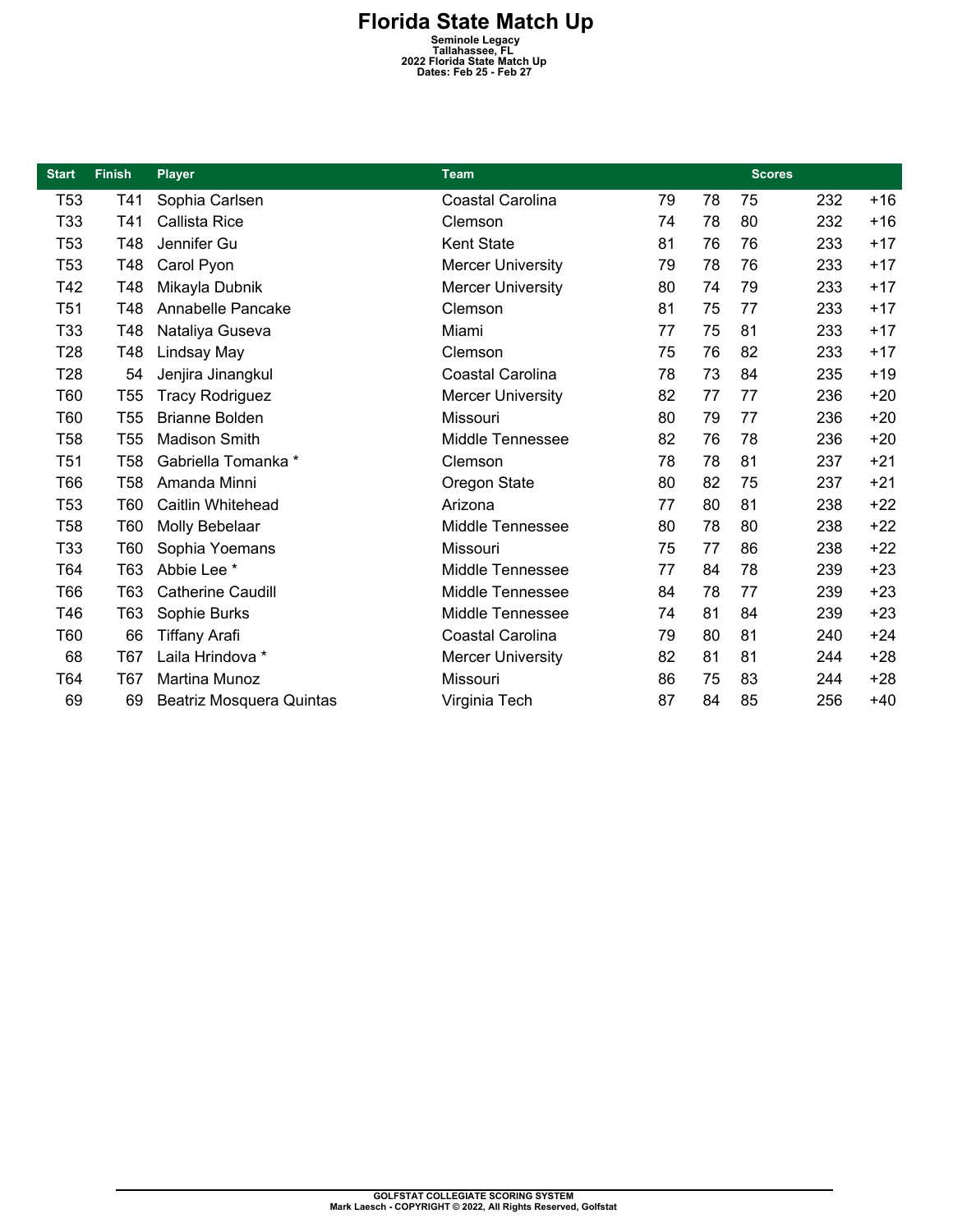# Florida State Match Up

**Seminole Legacy**
**Tallahassee, FL**
**2022 Florida State Match Up**
**Dates: Feb 25 - Feb 27**

| Start | Finish | Player | Team | Scores | | | | |
|---|---|---|---|---|---|---|---|---|
| T53 | T41 | Sophia Carlsen | Coastal Carolina | 79 | 78 | 75 | 232 | +16 |
| T33 | T41 | Callista Rice | Clemson | 74 | 78 | 80 | 232 | +16 |
| T53 | T48 | Jennifer Gu | Kent State | 81 | 76 | 76 | 233 | +17 |
| T53 | T48 | Carol Pyon | Mercer University | 79 | 78 | 76 | 233 | +17 |
| T42 | T48 | Mikayla Dubnik | Mercer University | 80 | 74 | 79 | 233 | +17 |
| T51 | T48 | Annabelle Pancake | Clemson | 81 | 75 | 77 | 233 | +17 |
| T33 | T48 | Nataliya Guseva | Miami | 77 | 75 | 81 | 233 | +17 |
| T28 | T48 | Lindsay May | Clemson | 75 | 76 | 82 | 233 | +17 |
| T28 | 54 | Jenjira Jinangkul | Coastal Carolina | 78 | 73 | 84 | 235 | +19 |
| T60 | T55 | Tracy Rodriguez | Mercer University | 82 | 77 | 77 | 236 | +20 |
| T60 | T55 | Brianne Bolden | Missouri | 80 | 79 | 77 | 236 | +20 |
| T58 | T55 | Madison Smith | Middle Tennessee | 82 | 76 | 78 | 236 | +20 |
| T51 | T58 | Gabriella Tomanka * | Clemson | 78 | 78 | 81 | 237 | +21 |
| T66 | T58 | Amanda Minni | Oregon State | 80 | 82 | 75 | 237 | +21 |
| T53 | T60 | Caitlin Whitehead | Arizona | 77 | 80 | 81 | 238 | +22 |
| T58 | T60 | Molly Bebelaar | Middle Tennessee | 80 | 78 | 80 | 238 | +22 |
| T33 | T60 | Sophia Yoemans | Missouri | 75 | 77 | 86 | 238 | +22 |
| T64 | T63 | Abbie Lee * | Middle Tennessee | 77 | 84 | 78 | 239 | +23 |
| T66 | T63 | Catherine Caudill | Middle Tennessee | 84 | 78 | 77 | 239 | +23 |
| T46 | T63 | Sophie Burks | Middle Tennessee | 74 | 81 | 84 | 239 | +23 |
| T60 | 66 | Tiffany Arafi | Coastal Carolina | 79 | 80 | 81 | 240 | +24 |
| 68 | T67 | Laila Hrindova * | Mercer University | 82 | 81 | 81 | 244 | +28 |
| T64 | T67 | Martina Munoz | Missouri | 86 | 75 | 83 | 244 | +28 |
| 69 | 69 | Beatriz Mosquera Quintas | Virginia Tech | 87 | 84 | 85 | 256 | +40 |

GOLFSTAT COLLEGIATE SCORING SYSTEM
Mark Laesch - COPYRIGHT © 2022, All Rights Reserved, Golfstat